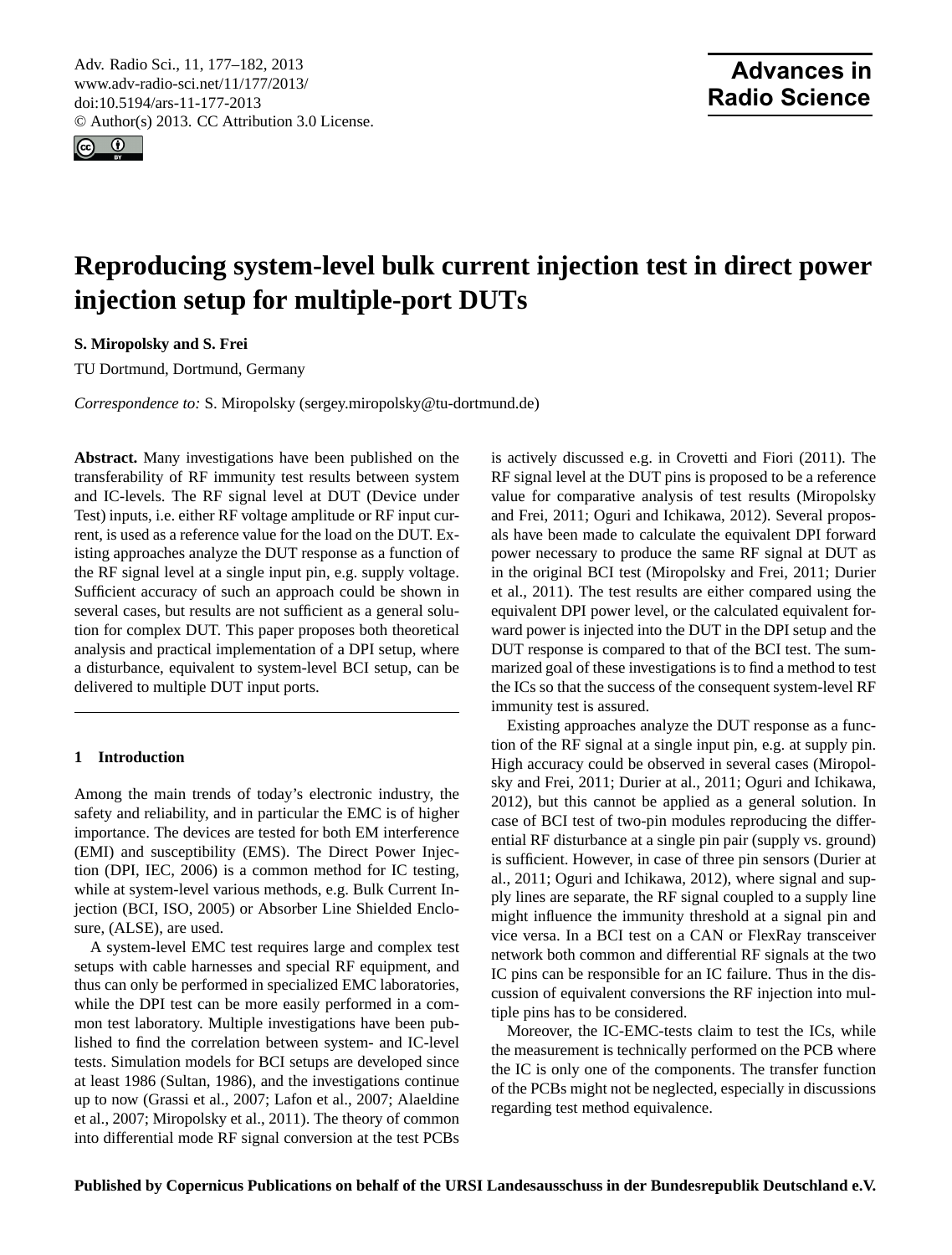# Reproducing system-level bulk current injection test in direct power injection setup for multiple-port DUTs

**S. Miropolsky and S. Frei**

TU Dortmund, Dortmund, Germany

*Correspondence to:* S. Miropolsky (sergey.miropolsky@tu-dortmund.de)

**Abstract.** Many investigations have been published on the transferability of RF immunity test results between system and IC-levels. The RF signal level at DUT (Device under Test) inputs, i.e. either RF voltage amplitude or RF input current, is used as a reference value for the load on the DUT. Existing approaches analyze the DUT response as a function of the RF signal level at a single input pin, e.g. supply voltage. Sufficient accuracy of such an approach could be shown in several cases, but results are not sufficient as a general solution for complex DUT. This paper proposes both theoretical analysis and practical implementation of a DPI setup, where a disturbance, equivalent to system-level BCI setup, can be delivered to multiple DUT input ports.

## 1 Introduction

Among the main trends of today's electronic industry, the safety and reliability, and in particular the EMC is of higher importance. The devices are tested for both EM interference (EMI) and susceptibility (EMS). The Direct Power Injection (DPI, IEC, 2006) is a common method for IC testing, while at system-level various methods, e.g. Bulk Current Injection (BCI, ISO, 2005) or Absorber Line Shielded Enclosure, (ALSE), are used.

A system-level EMC test requires large and complex test setups with cable harnesses and special RF equipment, and thus can only be performed in specialized EMC laboratories, while the DPI test can be more easily performed in a common test laboratory. Multiple investigations have been published to find the correlation between system- and IC-level tests. Simulation models for BCI setups are developed since at least 1986 (Sultan, 1986), and the investigations continue up to now (Grassi et al., 2007; Lafon et al., 2007; Alaeldine et al., 2007; Miropolsky et al., 2011). The theory of common into differential mode RF signal conversion at the test PCBs is actively discussed e.g. in Crovetti and Fiori (2011). The RF signal level at the DUT pins is proposed to be a reference value for comparative analysis of test results (Miropolsky and Frei, 2011; Oguri and Ichikawa, 2012). Several proposals have been made to calculate the equivalent DPI forward power necessary to produce the same RF signal at DUT as in the original BCI test (Miropolsky and Frei, 2011; Durier et al., 2011). The test results are either compared using the equivalent DPI power level, or the calculated equivalent forward power is injected into the DUT in the DPI setup and the DUT response is compared to that of the BCI test. The summarized goal of these investigations is to find a method to test the ICs so that the success of the consequent system-level RF immunity test is assured.

Existing approaches analyze the DUT response as a function of the RF signal at a single input pin, e.g. at supply pin. High accuracy could be observed in several cases (Miropolsky and Frei, 2011; Durier at al., 2011; Oguri and Ichikawa, 2012), but this cannot be applied as a general solution. In case of BCI test of two-pin modules reproducing the differential RF disturbance at a single pin pair (supply vs. ground) is sufficient. However, in case of three pin sensors (Durier at al., 2011; Oguri and Ichikawa, 2012), where signal and supply lines are separate, the RF signal coupled to a supply line might influence the immunity threshold at a signal pin and vice versa. In a BCI test on a CAN or FlexRay transceiver network both common and differential RF signals at the two IC pins can be responsible for an IC failure. Thus in the discussion of equivalent conversions the RF injection into multiple pins has to be considered.

Moreover, the IC-EMC-tests claim to test the ICs, while the measurement is technically performed on the PCB where the IC is only one of the components. The transfer function of the PCBs might not be neglected, especially in discussions regarding test method equivalence.

**Published by Copernicus Publications on behalf of the URSI Landesausschuss in der Bundesrepublik Deutschland e.V.**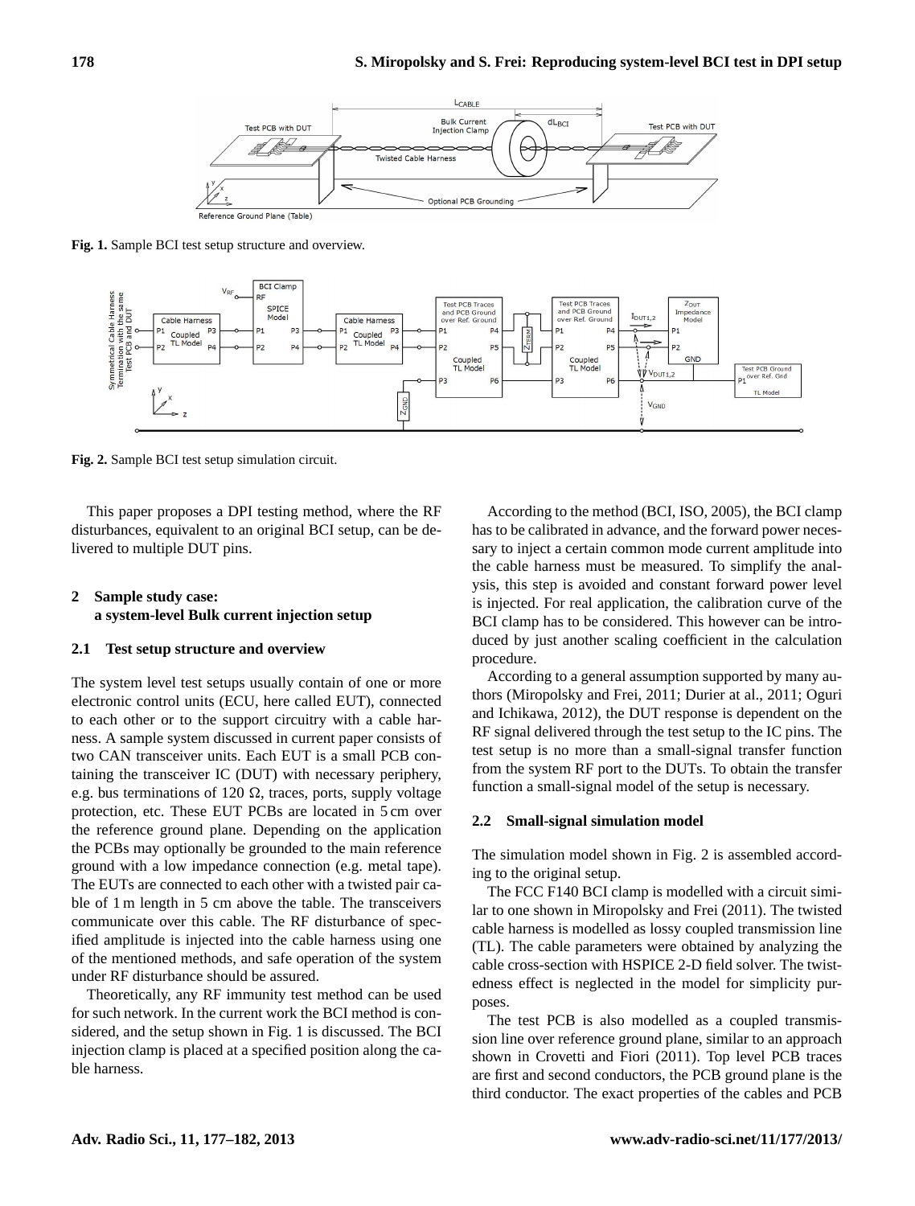Fig. 1. Sample BCI test setup structure and overview.

Fig. 2. Sample BCI test setup simulation circuit.

This paper proposes a DPI testing method, where the RF disturbances, equivalent to an original BCI setup, can be delivered to multiple DUT pins.

## 2 Sample study case: a system-level Bulk current injection setup

### 2.1 Test setup structure and overview

The system level test setups usually contain of one or more electronic control units (ECU, here called EUT), connected to each other or to the support circuitry with a cable harness. A sample system discussed in current paper consists of two CAN transceiver units. Each EUT is a small PCB containing the transceiver IC (DUT) with necessary periphery, e.g. bus terminations of 120 Ω, traces, ports, supply voltage protection, etc. These EUT PCBs are located in 5 cm over the reference ground plane. Depending on the application the PCBs may optionally be grounded to the main reference ground with a low impedance connection (e.g. metal tape). The EUTs are connected to each other with a twisted pair cable of 1 m length in 5 cm above the table. The transceivers communicate over this cable. The RF disturbance of specified amplitude is injected into the cable harness using one of the mentioned methods, and safe operation of the system under RF disturbance should be assured.

Theoretically, any RF immunity test method can be used for such network. In the current work the BCI method is considered, and the setup shown in Fig. 1 is discussed. The BCI injection clamp is placed at a specified position along the cable harness.

According to the method (BCI, ISO, 2005), the BCI clamp has to be calibrated in advance, and the forward power necessary to inject a certain common mode current amplitude into the cable harness must be measured. To simplify the analysis, this step is avoided and constant forward power level is injected. For real application, the calibration curve of the BCI clamp has to be considered. This however can be introduced by just another scaling coefficient in the calculation procedure.

According to a general assumption supported by many authors (Miropolsky and Frei, 2011; Durier at al., 2011; Oguri and Ichikawa, 2012), the DUT response is dependent on the RF signal delivered through the test setup to the IC pins. The test setup is no more than a small-signal transfer function from the system RF port to the DUTs. To obtain the transfer function a small-signal model of the setup is necessary.

### 2.2 Small-signal simulation model

The simulation model shown in Fig. 2 is assembled according to the original setup.

The FCC F140 BCI clamp is modelled with a circuit similar to one shown in Miropolsky and Frei (2011). The twisted cable harness is modelled as lossy coupled transmission line (TL). The cable parameters were obtained by analyzing the cable cross-section with HSPICE 2-D field solver. The twistedness effect is neglected in the model for simplicity purposes.

The test PCB is also modelled as a coupled transmission line over reference ground plane, similar to an approach shown in Crovetti and Fiori (2011). Top level PCB traces are first and second conductors, the PCB ground plane is the third conductor. The exact properties of the cables and PCB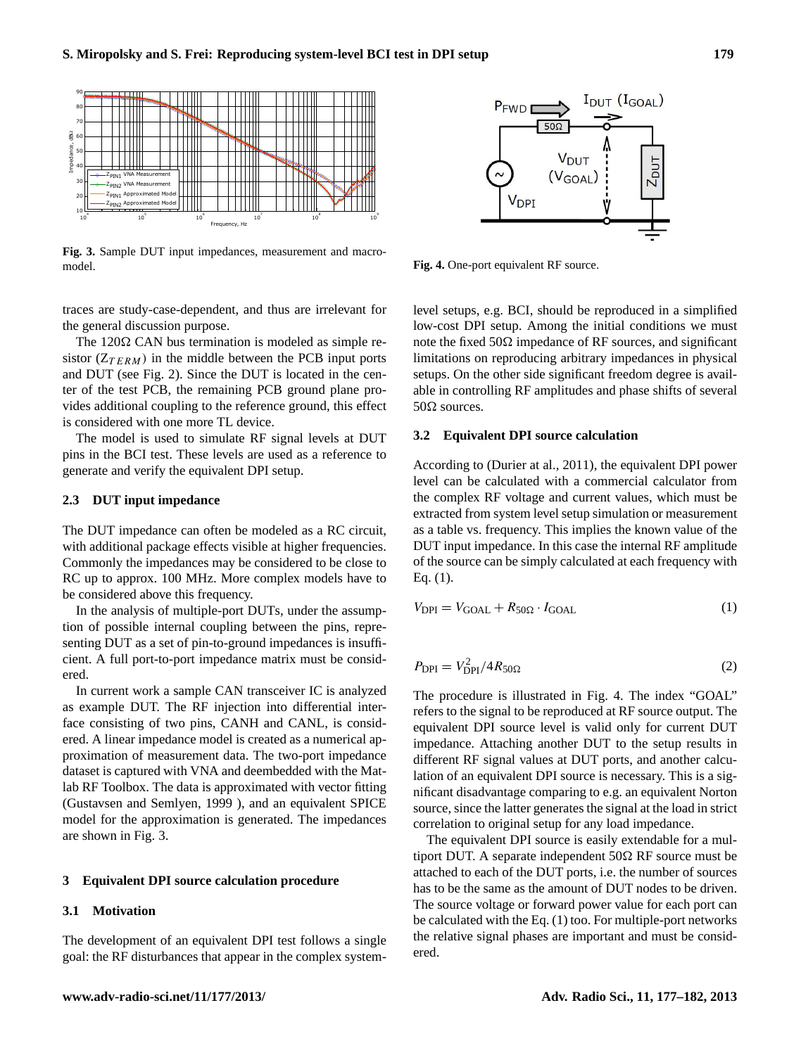Fig. 3. Sample DUT input impedances, measurement and macromodel.

Fig. 4. One-port equivalent RF source.

traces are study-case-dependent, and thus are irrelevant for the general discussion purpose.

The 120Ω CAN bus termination is modeled as simple resistor ($Z_{TERM}$) in the middle between the PCB input ports and DUT (see Fig. 2). Since the DUT is located in the center of the test PCB, the remaining PCB ground plane provides additional coupling to the reference ground, this effect is considered with one more TL device.

The model is used to simulate RF signal levels at DUT pins in the BCI test. These levels are used as a reference to generate and verify the equivalent DPI setup.

### 2.3 DUT input impedance

The DUT impedance can often be modeled as a RC circuit, with additional package effects visible at higher frequencies. Commonly the impedances may be considered to be close to RC up to approx. 100 MHz. More complex models have to be considered above this frequency.

In the analysis of multiple-port DUTs, under the assumption of possible internal coupling between the pins, representing DUT as a set of pin-to-ground impedances is insufficient. A full port-to-port impedance matrix must be considered.

In current work a sample CAN transceiver IC is analyzed as example DUT. The RF injection into differential interface consisting of two pins, CANH and CANL, is considered. A linear impedance model is created as a numerical approximation of measurement data. The two-port impedance dataset is captured with VNA and deembedded with the Matlab RF Toolbox. The data is approximated with vector fitting (Gustavsen and Semlyen, 1999 ), and an equivalent SPICE model for the approximation is generated. The impedances are shown in Fig. 3.

## 3 Equivalent DPI source calculation procedure

### 3.1 Motivation

The development of an equivalent DPI test follows a single goal: the RF disturbances that appear in the complex system-level setups, e.g. BCI, should be reproduced in a simplified low-cost DPI setup. Among the initial conditions we must note the fixed 50Ω impedance of RF sources, and significant limitations on reproducing arbitrary impedances in physical setups. On the other side significant freedom degree is available in controlling RF amplitudes and phase shifts of several 50Ω sources.

### 3.2 Equivalent DPI source calculation

According to (Durier at al., 2011), the equivalent DPI power level can be calculated with a commercial calculator from the complex RF voltage and current values, which must be extracted from system level setup simulation or measurement as a table vs. frequency. This implies the known value of the DUT input impedance. In this case the internal RF amplitude of the source can be simply calculated at each frequency with Eq. (1).

$$V_{\mathrm{DPI}} = V_{\mathrm{GOAL}} + R_{50\Omega} \cdot I_{\mathrm{GOAL}} \tag{1}$$

$$P_{\mathrm{DPI}} = V_{\mathrm{DPI}}^2 / 4R_{50\Omega} \tag{2}$$

The procedure is illustrated in Fig. 4. The index "GOAL" refers to the signal to be reproduced at RF source output. The equivalent DPI source level is valid only for current DUT impedance. Attaching another DUT to the setup results in different RF signal values at DUT ports, and another calculation of an equivalent DPI source is necessary. This is a significant disadvantage comparing to e.g. an equivalent Norton source, since the latter generates the signal at the load in strict correlation to original setup for any load impedance.

The equivalent DPI source is easily extendable for a multiport DUT. A separate independent 50Ω RF source must be attached to each of the DUT ports, i.e. the number of sources has to be the same as the amount of DUT nodes to be driven. The source voltage or forward power value for each port can be calculated with the Eq. (1) too. For multiple-port networks the relative signal phases are important and must be considered.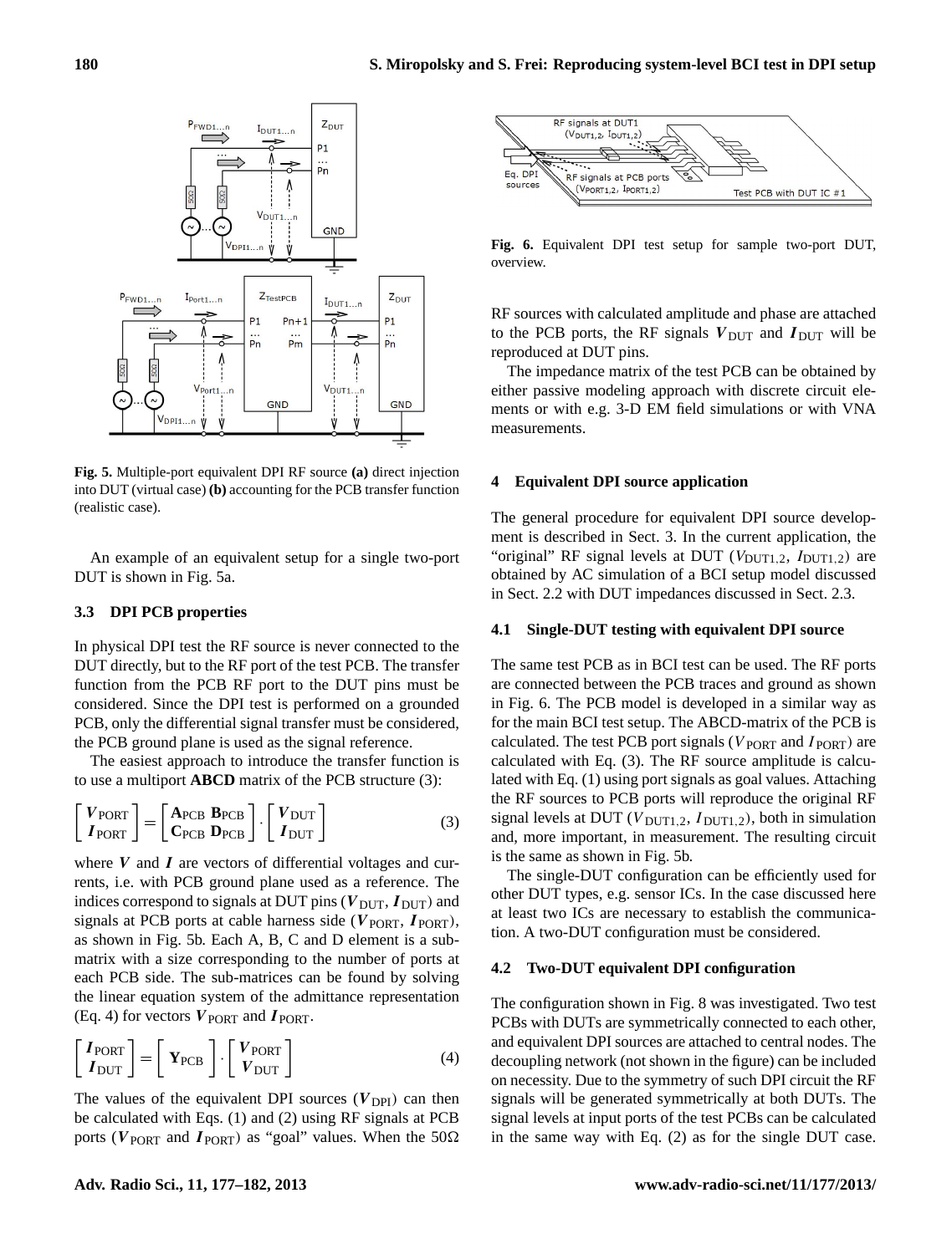**Fig. 5.** Multiple-port equivalent DPI RF source **(a)** direct injection into DUT (virtual case) **(b)** accounting for the PCB transfer function (realistic case).

An example of an equivalent setup for a single two-port DUT is shown in Fig. 5a.

### 3.3 DPI PCB properties

In physical DPI test the RF source is never connected to the DUT directly, but to the RF port of the test PCB. The transfer function from the PCB RF port to the DUT pins must be considered. Since the DPI test is performed on a grounded PCB, only the differential signal transfer must be considered, the PCB ground plane is used as the signal reference.

The easiest approach to introduce the transfer function is to use a multiport **ABCD** matrix of the PCB structure (3):

$$\begin{bmatrix} \boldsymbol{V}_{\text{PORT}} \\ \boldsymbol{I}_{\text{PORT}} \end{bmatrix} = \begin{bmatrix} \mathbf{A}_{\text{PCB}} & \mathbf{B}_{\text{PCB}} \\ \mathbf{C}_{\text{PCB}} & \mathbf{D}_{\text{PCB}} \end{bmatrix} \cdot \begin{bmatrix} \boldsymbol{V}_{\text{DUT}} \\ \boldsymbol{I}_{\text{DUT}} \end{bmatrix} \tag{3}$$

where $\boldsymbol{V}$ and $\boldsymbol{I}$ are vectors of differential voltages and currents, i.e. with PCB ground plane used as a reference. The indices correspond to signals at DUT pins ($\boldsymbol{V}_{\text{DUT}}$, $\boldsymbol{I}_{\text{DUT}}$) and signals at PCB ports at cable harness side ($\boldsymbol{V}_{\text{PORT}}$, $\boldsymbol{I}_{\text{PORT}}$), as shown in Fig. 5b. Each A, B, C and D element is a sub-matrix with a size corresponding to the number of ports at each PCB side. The sub-matrices can be found by solving the linear equation system of the admittance representation (Eq. 4) for vectors $\boldsymbol{V}_{\text{PORT}}$ and $\boldsymbol{I}_{\text{PORT}}$.

$$\begin{bmatrix} \boldsymbol{I}_{\text{PORT}} \\ \boldsymbol{I}_{\text{DUT}} \end{bmatrix} = \begin{bmatrix} \mathbf{Y}_{\text{PCB}} \end{bmatrix} \cdot \begin{bmatrix} \boldsymbol{V}_{\text{PORT}} \\ \boldsymbol{V}_{\text{DUT}} \end{bmatrix} \tag{4}$$

The values of the equivalent DPI sources ($\boldsymbol{V}_{\text{DPI}}$) can then be calculated with Eqs. (1) and (2) using RF signals at PCB ports ($\boldsymbol{V}_{\text{PORT}}$ and $\boldsymbol{I}_{\text{PORT}}$) as "goal" values. When the 50Ω RF sources with calculated amplitude and phase are attached to the PCB ports, the RF signals $\boldsymbol{V}_{\text{DUT}}$ and $\boldsymbol{I}_{\text{DUT}}$ will be reproduced at DUT pins.

The impedance matrix of the test PCB can be obtained by either passive modeling approach with discrete circuit elements or with e.g. 3-D EM field simulations or with VNA measurements.

**Fig. 6.** Equivalent DPI test setup for sample two-port DUT, overview.

## 4 Equivalent DPI source application

The general procedure for equivalent DPI source development is described in Sect. 3. In the current application, the "original" RF signal levels at DUT ($V_{\text{DUT1,2}}$, $I_{\text{DUT1,2}}$) are obtained by AC simulation of a BCI setup model discussed in Sect. 2.2 with DUT impedances discussed in Sect. 2.3.

### 4.1 Single-DUT testing with equivalent DPI source

The same test PCB as in BCI test can be used. The RF ports are connected between the PCB traces and ground as shown in Fig. 6. The PCB model is developed in a similar way as for the main BCI test setup. The ABCD-matrix of the PCB is calculated. The test PCB port signals ($V_{\text{PORT}}$ and $I_{\text{PORT}}$) are calculated with Eq. (3). The RF source amplitude is calculated with Eq. (1) using port signals as goal values. Attaching the RF sources to PCB ports will reproduce the original RF signal levels at DUT ($V_{\text{DUT1,2}}$, $I_{\text{DUT1,2}}$), both in simulation and, more important, in measurement. The resulting circuit is the same as shown in Fig. 5b.

The single-DUT configuration can be efficiently used for other DUT types, e.g. sensor ICs. In the case discussed here at least two ICs are necessary to establish the communication. A two-DUT configuration must be considered.

### 4.2 Two-DUT equivalent DPI configuration

The configuration shown in Fig. 8 was investigated. Two test PCBs with DUTs are symmetrically connected to each other, and equivalent DPI sources are attached to central nodes. The decoupling network (not shown in the figure) can be included on necessity. Due to the symmetry of such DPI circuit the RF signals will be generated symmetrically at both DUTs. The signal levels at input ports of the test PCBs can be calculated in the same way with Eq. (2) as for the single DUT case.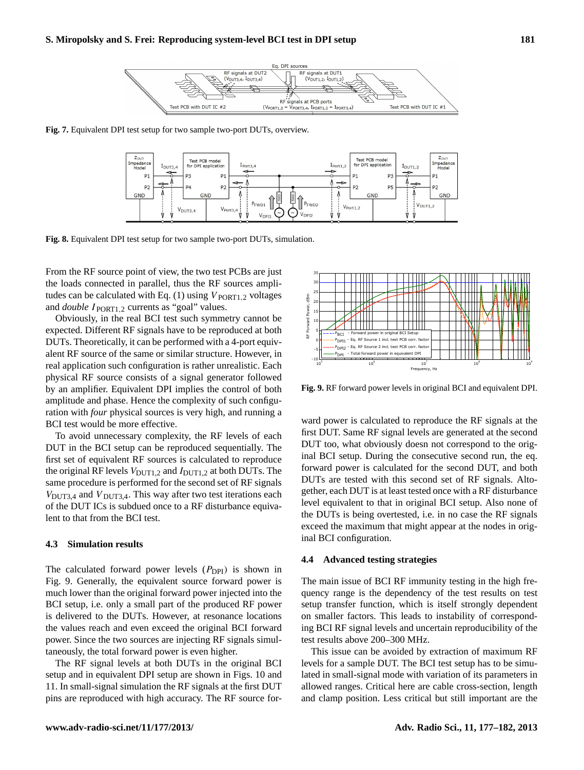Fig. 7. Equivalent DPI test setup for two sample two-port DUTs, overview.

Fig. 8. Equivalent DPI test setup for two sample two-port DUTs, simulation.

From the RF source point of view, the two test PCBs are just the loads connected in parallel, thus the RF sources amplitudes can be calculated with Eq. (1) using $V_{\mathrm{PORT}1,2}$ voltages and *double* $I_{\mathrm{PORT}1,2}$ currents as "goal" values.

Obviously, in the real BCI test such symmetry cannot be expected. Different RF signals have to be reproduced at both DUTs. Theoretically, it can be performed with a 4-port equivalent RF source of the same or similar structure. However, in real application such configuration is rather unrealistic. Each physical RF source consists of a signal generator followed by an amplifier. Equivalent DPI implies the control of both amplitude and phase. Hence the complexity of such configuration with *four* physical sources is very high, and running a BCI test would be more effective.

To avoid unnecessary complexity, the RF levels of each DUT in the BCI setup can be reproduced sequentially. The first set of equivalent RF sources is calculated to reproduce the original RF levels $V_{\mathrm{DUT}1,2}$ and $I_{\mathrm{DUT}1,2}$ at both DUTs. The same procedure is performed for the second set of RF signals $V_{\mathrm{DUT}3,4}$ and $V_{\mathrm{DUT}3,4}$. This way after two test iterations each of the DUT ICs is subdued once to a RF disturbance equivalent to that from the BCI test.

### 4.3 Simulation results

The calculated forward power levels ($P_{\mathrm{DPI}}$) is shown in Fig. 9. Generally, the equivalent source forward power is much lower than the original forward power injected into the BCI setup, i.e. only a small part of the produced RF power is delivered to the DUTs. However, at resonance locations the values reach and even exceed the original BCI forward power. Since the two sources are injecting RF signals simultaneously, the total forward power is even higher.

The RF signal levels at both DUTs in the original BCI setup and in equivalent DPI setup are shown in Figs. 10 and 11. In small-signal simulation the RF signals at the first DUT pins are reproduced with high accuracy. The RF source forward power is calculated to reproduce the RF signals at the first DUT. Same RF signal levels are generated at the second DUT too, what obviously doesn not correspond to the original BCI setup. During the consecutive second run, the eq. forward power is calculated for the second DUT, and both DUTs are tested with this second set of RF signals. Altogether, each DUT is at least tested once with a RF disturbance level equivalent to that in original BCI setup. Also none of the DUTs is being overtested, i.e. in no case the RF signals exceed the maximum that might appear at the nodes in original BCI configuration.

Fig. 9. RF forward power levels in original BCI and equivalent DPI.

### 4.4 Advanced testing strategies

The main issue of BCI RF immunity testing in the high frequency range is the dependency of the test results on test setup transfer function, which is itself strongly dependent on smaller factors. This leads to instability of corresponding BCI RF signal levels and uncertain reproducibility of the test results above 200–300 MHz.

This issue can be avoided by extraction of maximum RF levels for a sample DUT. The BCI test setup has to be simulated in small-signal mode with variation of its parameters in allowed ranges. Critical here are cable cross-section, length and clamp position. Less critical but still important are the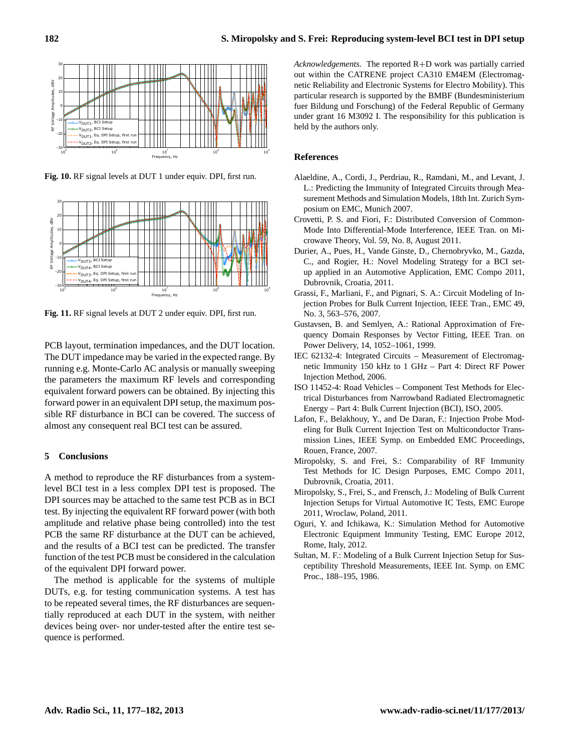30
20
10
0
-10
-20
-30

RF Voltage Amplitudes, dBV

$10^5$ $10^6$ $10^7$ $10^8$ $10^9$

Frequency, Hz

$V_{DUT1}$, BCI Setup
$V_{DUT2}$, BCI Setup
$V_{DUT1}$, Eq. DPI Setup, first run
$V_{DUT2}$, Eq. DPI Setup, first run

**Fig. 10.** RF signal levels at DUT 1 under equiv. DPI, first run.

30
20
10
0
-10
-20
-30

RF Voltage Amplitudes, dBV

$10^5$ $10^6$ $10^7$ $10^8$ $10^9$

Frequency, Hz

$V_{DUT3}$, BCI Setup
$V_{DUT4}$, BCI Setup
$V_{DUT3}$, Eq. DPI Setup, first run
$V_{DUT4}$, Eq. DPI Setup, first run

**Fig. 11.** RF signal levels at DUT 2 under equiv. DPI, first run.

PCB layout, termination impedances, and the DUT location. The DUT impedance may be varied in the expected range. By running e.g. Monte-Carlo AC analysis or manually sweeping the parameters the maximum RF levels and corresponding equivalent forward powers can be obtained. By injecting this forward power in an equivalent DPI setup, the maximum possible RF disturbance in BCI can be covered. The success of almost any consequent real BCI test can be assured.

## 5 Conclusions

A method to reproduce the RF disturbances from a system-level BCI test in a less complex DPI test is proposed. The DPI sources may be attached to the same test PCB as in BCI test. By injecting the equivalent RF forward power (with both amplitude and relative phase being controlled) into the test PCB the same RF disturbance at the DUT can be achieved, and the results of a BCI test can be predicted. The transfer function of the test PCB must be considered in the calculation of the equivalent DPI forward power.

The method is applicable for the systems of multiple DUTs, e.g. for testing communication systems. A test has to be repeated several times, the RF disturbances are sequentially reproduced at each DUT in the system, with neither devices being over- nor under-tested after the entire test sequence is performed.

*Acknowledgements.* The reported R+D work was partially carried out within the CATRENE project CA310 EM4EM (Electromagnetic Reliability and Electronic Systems for Electro Mobility). This particular research is supported by the BMBF (Bundesministerium fuer Bildung und Forschung) of the Federal Republic of Germany under grant 16 M3092 I. The responsibility for this publication is held by the authors only.

## References

Alaeldine, A., Cordi, J., Perdriau, R., Ramdani, M., and Levant, J. L.: Predicting the Immunity of Integrated Circuits through Measurement Methods and Simulation Models, 18th Int. Zurich Symposium on EMC, Munich 2007.

Crovetti, P. S. and Fiori, F.: Distributed Conversion of Common-Mode Into Differential-Mode Interference, IEEE Tran. on Microwave Theory, Vol. 59, No. 8, August 2011.

Durier, A., Pues, H., Vande Ginste, D., Chernobryvko, M., Gazda, C., and Rogier, H.: Novel Modeling Strategy for a BCI setup applied in an Automotive Application, EMC Compo 2011, Dubrovnik, Croatia, 2011.

Grassi, F., Marliani, F., and Pignari, S. A.: Circuit Modeling of Injection Probes for Bulk Current Injection, IEEE Tran., EMC 49, No. 3, 563–576, 2007.

Gustavsen, B. and Semlyen, A.: Rational Approximation of Frequency Domain Responses by Vector Fitting, IEEE Tran. on Power Delivery, 14, 1052–1061, 1999.

IEC 62132-4: Integrated Circuits – Measurement of Electromagnetic Immunity 150 kHz to 1 GHz – Part 4: Direct RF Power Injection Method, 2006.

ISO 11452-4: Road Vehicles – Component Test Methods for Electrical Disturbances from Narrowband Radiated Electromagnetic Energy – Part 4: Bulk Current Injection (BCI), ISO, 2005.

Lafon, F., Belakhouy, Y., and De Daran, F.: Injection Probe Modeling for Bulk Current Injection Test on Multiconductor Transmission Lines, IEEE Symp. on Embedded EMC Proceedings, Rouen, France, 2007.

Miropolsky, S. and Frei, S.: Comparability of RF Immunity Test Methods for IC Design Purposes, EMC Compo 2011, Dubrovnik, Croatia, 2011.

Miropolsky, S., Frei, S., and Frensch, J.: Modeling of Bulk Current Injection Setups for Virtual Automotive IC Tests, EMC Europe 2011, Wroclaw, Poland, 2011.

Oguri, Y. and Ichikawa, K.: Simulation Method for Automotive Electronic Equipment Immunity Testing, EMC Europe 2012, Rome, Italy, 2012.

Sultan, M. F.: Modeling of a Bulk Current Injection Setup for Susceptibility Threshold Measurements, IEEE Int. Symp. on EMC Proc., 188–195, 1986.